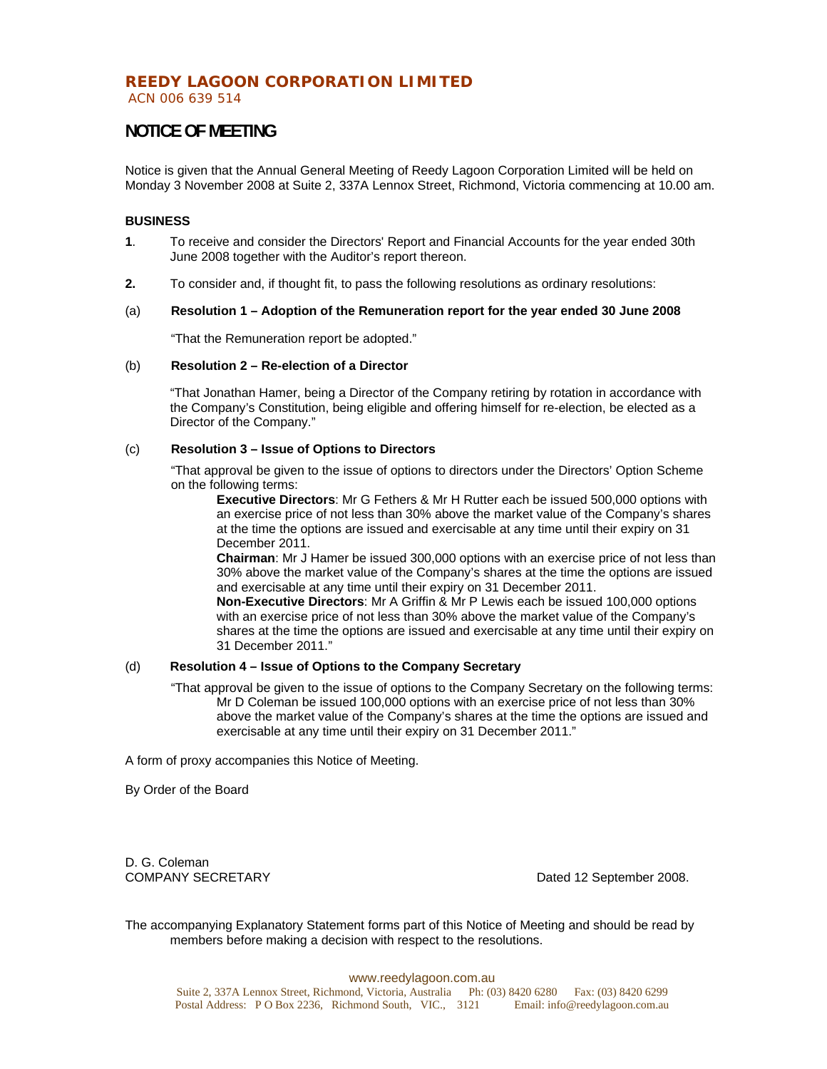# REEDY LAGOON CORPORATION LIMITED

ACN 006 639 514

## NOTICE OF MEETING

Notice is given that the Annual General Meeting of Reedy Lagoon Corporation Limited will be held on Monday 3 November 2008 at Suite 2, 337A Lennox Street, Richmond, Victoria commencing at 10.00 am.

### BUSINESS

**1**. To receive and consider the Directors' Report and Financial Accounts for the year ended 30th June 2008 together with the Auditor's report thereon.

**2.** To consider and, if thought fit, to pass the following resolutions as ordinary resolutions:

(a) **Resolution 1 – Adoption of the Remuneration report for the year ended 30 June 2008**

"That the Remuneration report be adopted."

(b) **Resolution 2 – Re-election of a Director**

"That Jonathan Hamer, being a Director of the Company retiring by rotation in accordance with the Company's Constitution, being eligible and offering himself for re-election, be elected as a Director of the Company."

(c) **Resolution 3 – Issue of Options to Directors**

"That approval be given to the issue of options to directors under the Directors' Option Scheme on the following terms:

**Executive Directors**: Mr G Fethers & Mr H Rutter each be issued 500,000 options with an exercise price of not less than 30% above the market value of the Company's shares at the time the options are issued and exercisable at any time until their expiry on 31 December 2011.

**Chairman**: Mr J Hamer be issued 300,000 options with an exercise price of not less than 30% above the market value of the Company's shares at the time the options are issued and exercisable at any time until their expiry on 31 December 2011.

**Non-Executive Directors**: Mr A Griffin & Mr P Lewis each be issued 100,000 options with an exercise price of not less than 30% above the market value of the Company's shares at the time the options are issued and exercisable at any time until their expiry on 31 December 2011."

(d) **Resolution 4 – Issue of Options to the Company Secretary**

"That approval be given to the issue of options to the Company Secretary on the following terms:

Mr D Coleman be issued 100,000 options with an exercise price of not less than 30% above the market value of the Company's shares at the time the options are issued and exercisable at any time until their expiry on 31 December 2011."

A form of proxy accompanies this Notice of Meeting.

By Order of the Board

D. G. Coleman
COMPANY SECRETARY

Dated 12 September 2008.

The accompanying Explanatory Statement forms part of this Notice of Meeting and should be read by members before making a decision with respect to the resolutions.

www.reedylagoon.com.au
Suite 2, 337A Lennox Street, Richmond, Victoria, Australia Ph: (03) 8420 6280 Fax: (03) 8420 6299
Postal Address: P O Box 2236, Richmond South, VIC., 3121 Email: info@reedylagoon.com.au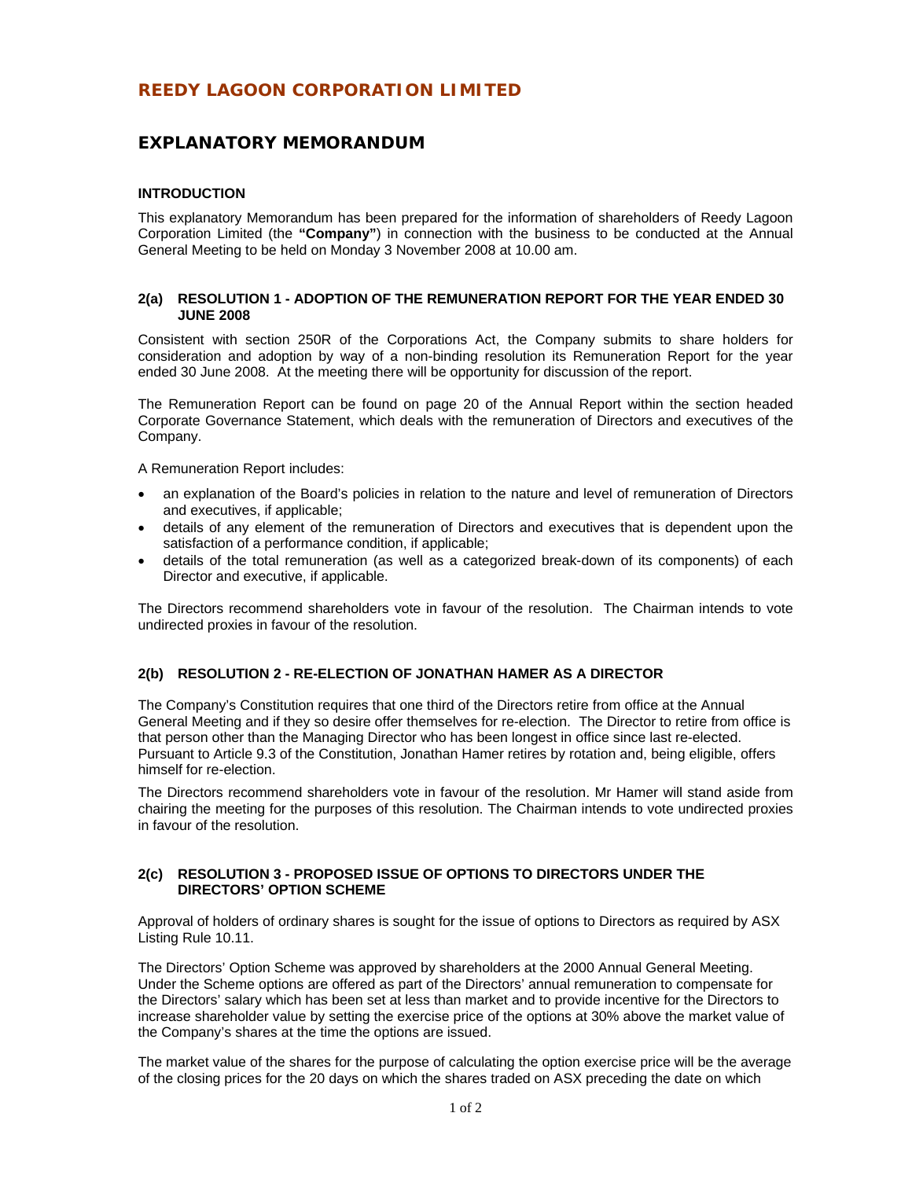# REEDY LAGOON CORPORATION LIMITED

## EXPLANATORY MEMORANDUM

### INTRODUCTION

This explanatory Memorandum has been prepared for the information of shareholders of Reedy Lagoon Corporation Limited (the **"Company"**) in connection with the business to be conducted at the Annual General Meeting to be held on Monday 3 November 2008 at 10.00 am.

### 2(a) RESOLUTION 1 - ADOPTION OF THE REMUNERATION REPORT FOR THE YEAR ENDED 30 JUNE 2008

Consistent with section 250R of the Corporations Act, the Company submits to share holders for consideration and adoption by way of a non-binding resolution its Remuneration Report for the year ended 30 June 2008. At the meeting there will be opportunity for discussion of the report.

The Remuneration Report can be found on page 20 of the Annual Report within the section headed Corporate Governance Statement, which deals with the remuneration of Directors and executives of the Company.

A Remuneration Report includes:

- an explanation of the Board's policies in relation to the nature and level of remuneration of Directors and executives, if applicable;
- details of any element of the remuneration of Directors and executives that is dependent upon the satisfaction of a performance condition, if applicable;
- details of the total remuneration (as well as a categorized break-down of its components) of each Director and executive, if applicable.

The Directors recommend shareholders vote in favour of the resolution. The Chairman intends to vote undirected proxies in favour of the resolution.

### 2(b) RESOLUTION 2 - RE-ELECTION OF JONATHAN HAMER AS A DIRECTOR

The Company's Constitution requires that one third of the Directors retire from office at the Annual General Meeting and if they so desire offer themselves for re-election. The Director to retire from office is that person other than the Managing Director who has been longest in office since last re-elected. Pursuant to Article 9.3 of the Constitution, Jonathan Hamer retires by rotation and, being eligible, offers himself for re-election.

The Directors recommend shareholders vote in favour of the resolution. Mr Hamer will stand aside from chairing the meeting for the purposes of this resolution. The Chairman intends to vote undirected proxies in favour of the resolution.

### 2(c) RESOLUTION 3 - PROPOSED ISSUE OF OPTIONS TO DIRECTORS UNDER THE DIRECTORS' OPTION SCHEME

Approval of holders of ordinary shares is sought for the issue of options to Directors as required by ASX Listing Rule 10.11.

The Directors' Option Scheme was approved by shareholders at the 2000 Annual General Meeting. Under the Scheme options are offered as part of the Directors' annual remuneration to compensate for the Directors' salary which has been set at less than market and to provide incentive for the Directors to increase shareholder value by setting the exercise price of the options at 30% above the market value of the Company's shares at the time the options are issued.

The market value of the shares for the purpose of calculating the option exercise price will be the average of the closing prices for the 20 days on which the shares traded on ASX preceding the date on which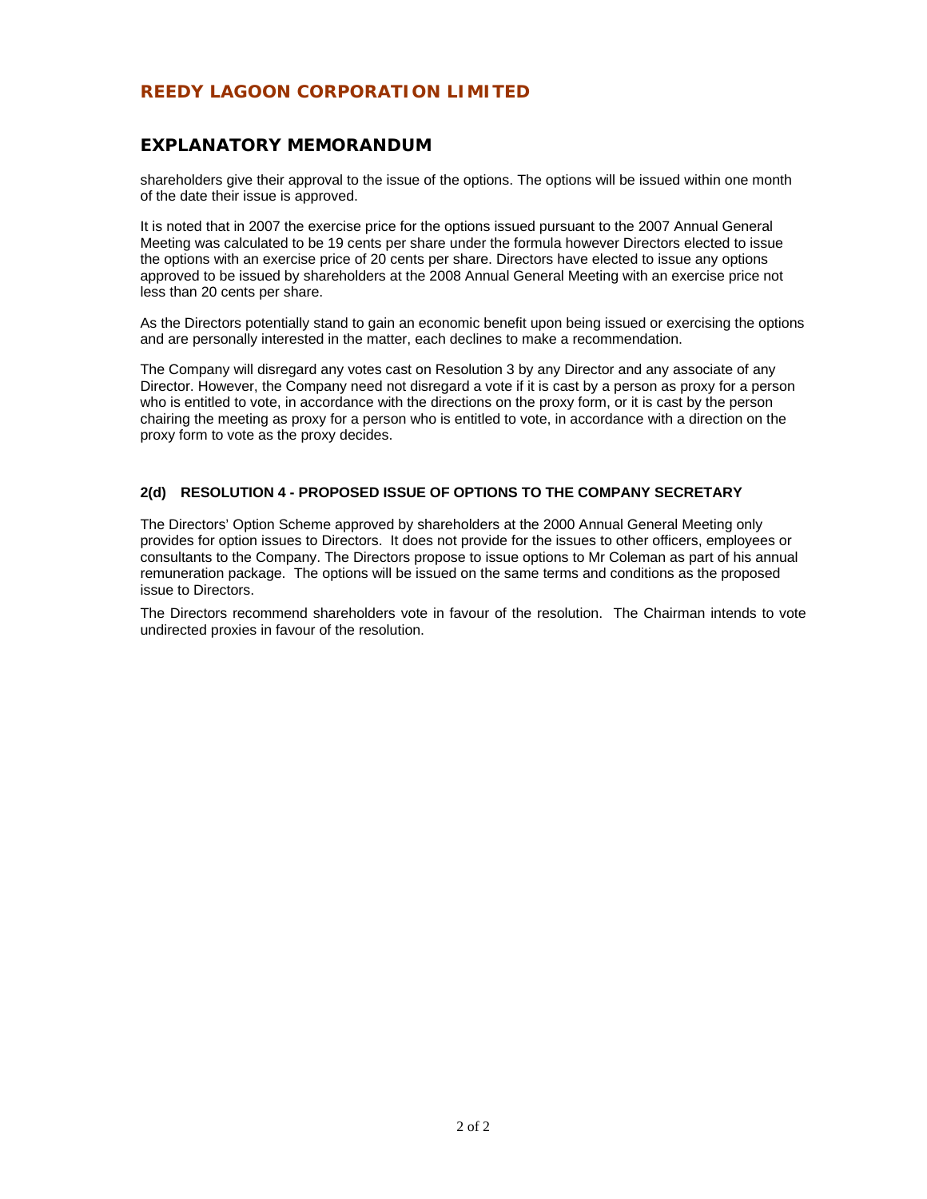# REEDY LAGOON CORPORATION LIMITED

## EXPLANATORY MEMORANDUM

shareholders give their approval to the issue of the options. The options will be issued within one month of the date their issue is approved.

It is noted that in 2007 the exercise price for the options issued pursuant to the 2007 Annual General Meeting was calculated to be 19 cents per share under the formula however Directors elected to issue the options with an exercise price of 20 cents per share. Directors have elected to issue any options approved to be issued by shareholders at the 2008 Annual General Meeting with an exercise price not less than 20 cents per share.

As the Directors potentially stand to gain an economic benefit upon being issued or exercising the options and are personally interested in the matter, each declines to make a recommendation.

The Company will disregard any votes cast on Resolution 3 by any Director and any associate of any Director. However, the Company need not disregard a vote if it is cast by a person as proxy for a person who is entitled to vote, in accordance with the directions on the proxy form, or it is cast by the person chairing the meeting as proxy for a person who is entitled to vote, in accordance with a direction on the proxy form to vote as the proxy decides.

### 2(d) RESOLUTION 4 - PROPOSED ISSUE OF OPTIONS TO THE COMPANY SECRETARY

The Directors' Option Scheme approved by shareholders at the 2000 Annual General Meeting only provides for option issues to Directors. It does not provide for the issues to other officers, employees or consultants to the Company. The Directors propose to issue options to Mr Coleman as part of his annual remuneration package. The options will be issued on the same terms and conditions as the proposed issue to Directors.

The Directors recommend shareholders vote in favour of the resolution. The Chairman intends to vote undirected proxies in favour of the resolution.